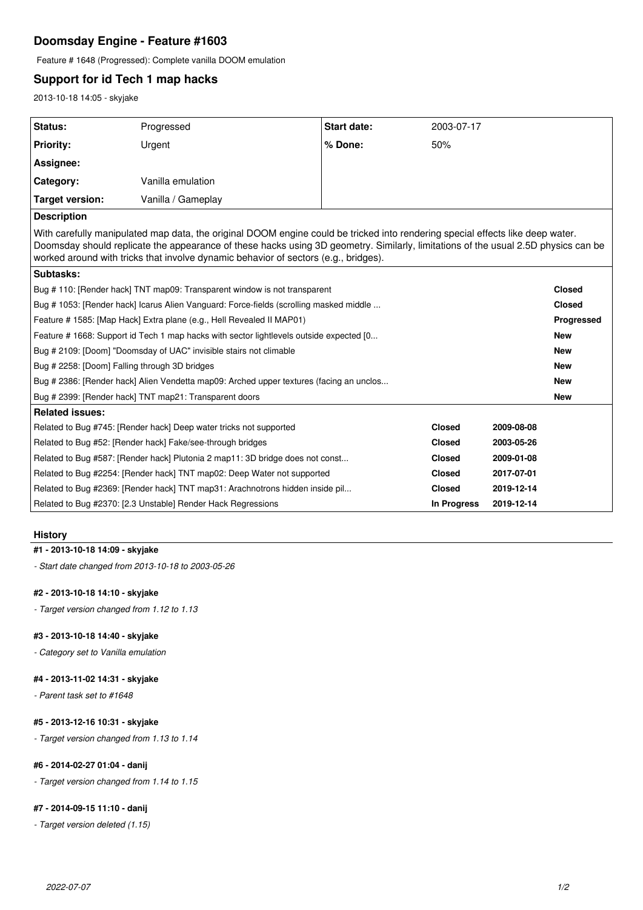# Doomsday Engine - Feature #1603

Feature # 1648 (Progressed): Complete vanilla DOOM emulation

## Support for id Tech 1 map hacks

2013-10-18 14:05 - skyjake

| Status: | Progressed | Start date: | 2003-07-17 |
|---|---|---|---|
| Priority: | Urgent | % Done: | 50% |
| Assignee: | | | |
| Category: | Vanilla emulation | | |
| Target version: | Vanilla / Gameplay | | |

**Description**

With carefully manipulated map data, the original DOOM engine could be tricked into rendering special effects like deep water. Doomsday should replicate the appearance of these hacks using 3D geometry. Similarly, limitations of the usual 2.5D physics can be worked around with tricks that involve dynamic behavior of sectors (e.g., bridges).

**Subtasks:**

| Subtask | Status |
|---|---|
| Bug # 110: [Render hack] TNT map09: Transparent window is not transparent | **Closed** |
| Bug # 1053: [Render hack] Icarus Alien Vanguard: Force-fields (scrolling masked middle ... | **Closed** |
| Feature # 1585: [Map Hack] Extra plane (e.g., Hell Revealed II MAP01) | **Progressed** |
| Feature # 1668: Support id Tech 1 map hacks with sector lightlevels outside expected [0... | **New** |
| Bug # 2109: [Doom] "Doomsday of UAC" invisible stairs not climable | **New** |
| Bug # 2258: [Doom] Falling through 3D bridges | **New** |
| Bug # 2386: [Render hack] Alien Vendetta map09: Arched upper textures (facing an unclos... | **New** |
| Bug # 2399: [Render hack] TNT map21: Transparent doors | **New** |

**Related issues:**

| Issue | Status | Date |
|---|---|---|
| Related to Bug #745: [Render hack] Deep water tricks not supported | **Closed** | **2009-08-08** |
| Related to Bug #52: [Render hack] Fake/see-through bridges | **Closed** | **2003-05-26** |
| Related to Bug #587: [Render hack] Plutonia 2 map11: 3D bridge does not const... | **Closed** | **2009-01-08** |
| Related to Bug #2254: [Render hack] TNT map02: Deep Water not supported | **Closed** | **2017-07-01** |
| Related to Bug #2369: [Render hack] TNT map31: Arachnotrons hidden inside pil... | **Closed** | **2019-12-14** |
| Related to Bug #2370: [2.3 Unstable] Render Hack Regressions | **In Progress** | **2019-12-14** |

### History

#### #1 - 2013-10-18 14:09 - skyjake

*- Start date changed from 2013-10-18 to 2003-05-26*

#### #2 - 2013-10-18 14:10 - skyjake

*- Target version changed from 1.12 to 1.13*

#### #3 - 2013-10-18 14:40 - skyjake

*- Category set to Vanilla emulation*

#### #4 - 2013-11-02 14:31 - skyjake

*- Parent task set to #1648*

#### #5 - 2013-12-16 10:31 - skyjake

*- Target version changed from 1.13 to 1.14*

#### #6 - 2014-02-27 01:04 - danij

*- Target version changed from 1.14 to 1.15*

#### #7 - 2014-09-15 11:10 - danij

*- Target version deleted (1.15)*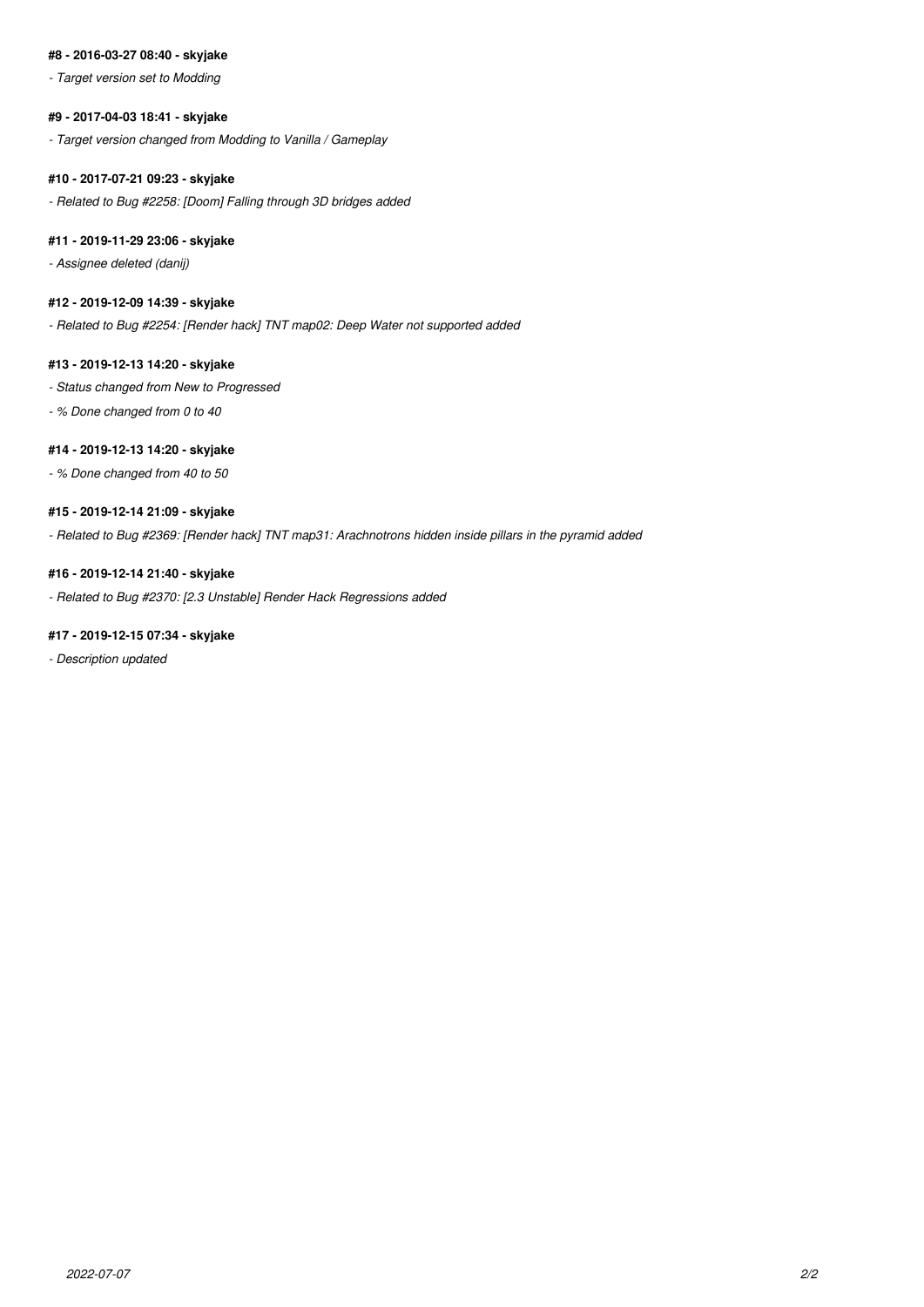#### #8 - 2016-03-27 08:40 - skyjake

*- Target version set to Modding*

#### #9 - 2017-04-03 18:41 - skyjake

*- Target version changed from Modding to Vanilla / Gameplay*

#### #10 - 2017-07-21 09:23 - skyjake

*- Related to Bug #2258: [Doom] Falling through 3D bridges added*

#### #11 - 2019-11-29 23:06 - skyjake

*- Assignee deleted (danij)*

#### #12 - 2019-12-09 14:39 - skyjake

*- Related to Bug #2254: [Render hack] TNT map02: Deep Water not supported added*

#### #13 - 2019-12-13 14:20 - skyjake

*- Status changed from New to Progressed*

*- % Done changed from 0 to 40*

#### #14 - 2019-12-13 14:20 - skyjake

*- % Done changed from 40 to 50*

#### #15 - 2019-12-14 21:09 - skyjake

*- Related to Bug #2369: [Render hack] TNT map31: Arachnotrons hidden inside pillars in the pyramid added*

#### #16 - 2019-12-14 21:40 - skyjake

*- Related to Bug #2370: [2.3 Unstable] Render Hack Regressions added*

#### #17 - 2019-12-15 07:34 - skyjake

*- Description updated*